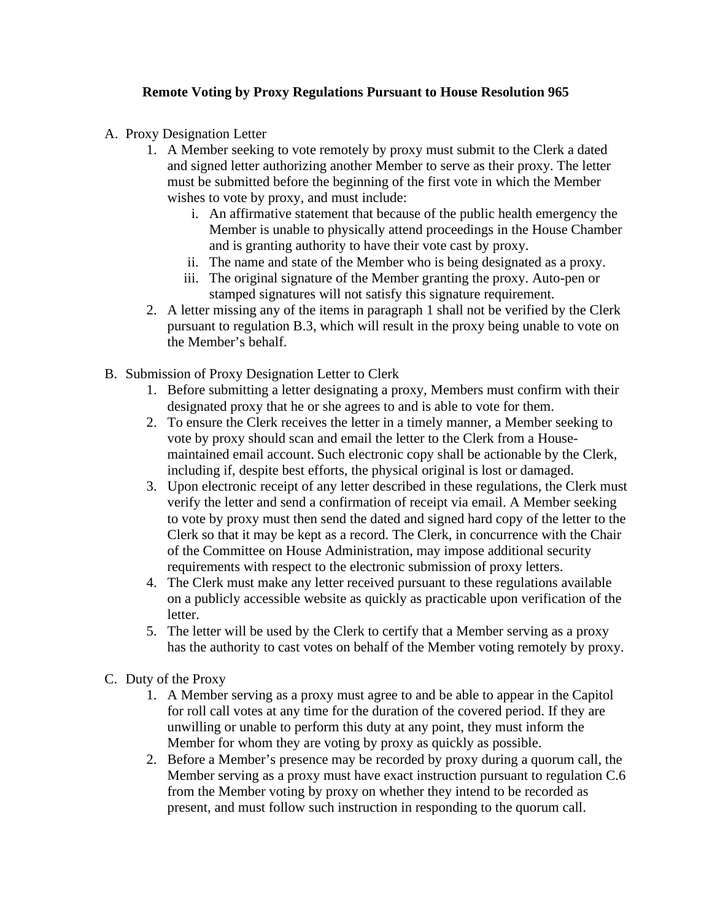**Remote Voting by Proxy Regulations Pursuant to House Resolution 965**

A. Proxy Designation Letter
   1. A Member seeking to vote remotely by proxy must submit to the Clerk a dated and signed letter authorizing another Member to serve as their proxy. The letter must be submitted before the beginning of the first vote in which the Member wishes to vote by proxy, and must include:
      i. An affirmative statement that because of the public health emergency the Member is unable to physically attend proceedings in the House Chamber and is granting authority to have their vote cast by proxy.
      ii. The name and state of the Member who is being designated as a proxy.
      iii. The original signature of the Member granting the proxy. Auto-pen or stamped signatures will not satisfy this signature requirement.
   2. A letter missing any of the items in paragraph 1 shall not be verified by the Clerk pursuant to regulation B.3, which will result in the proxy being unable to vote on the Member's behalf.

B. Submission of Proxy Designation Letter to Clerk
   1. Before submitting a letter designating a proxy, Members must confirm with their designated proxy that he or she agrees to and is able to vote for them.
   2. To ensure the Clerk receives the letter in a timely manner, a Member seeking to vote by proxy should scan and email the letter to the Clerk from a House-maintained email account. Such electronic copy shall be actionable by the Clerk, including if, despite best efforts, the physical original is lost or damaged.
   3. Upon electronic receipt of any letter described in these regulations, the Clerk must verify the letter and send a confirmation of receipt via email. A Member seeking to vote by proxy must then send the dated and signed hard copy of the letter to the Clerk so that it may be kept as a record. The Clerk, in concurrence with the Chair of the Committee on House Administration, may impose additional security requirements with respect to the electronic submission of proxy letters.
   4. The Clerk must make any letter received pursuant to these regulations available on a publicly accessible website as quickly as practicable upon verification of the letter.
   5. The letter will be used by the Clerk to certify that a Member serving as a proxy has the authority to cast votes on behalf of the Member voting remotely by proxy.

C. Duty of the Proxy
   1. A Member serving as a proxy must agree to and be able to appear in the Capitol for roll call votes at any time for the duration of the covered period. If they are unwilling or unable to perform this duty at any point, they must inform the Member for whom they are voting by proxy as quickly as possible.
   2. Before a Member's presence may be recorded by proxy during a quorum call, the Member serving as a proxy must have exact instruction pursuant to regulation C.6 from the Member voting by proxy on whether they intend to be recorded as present, and must follow such instruction in responding to the quorum call.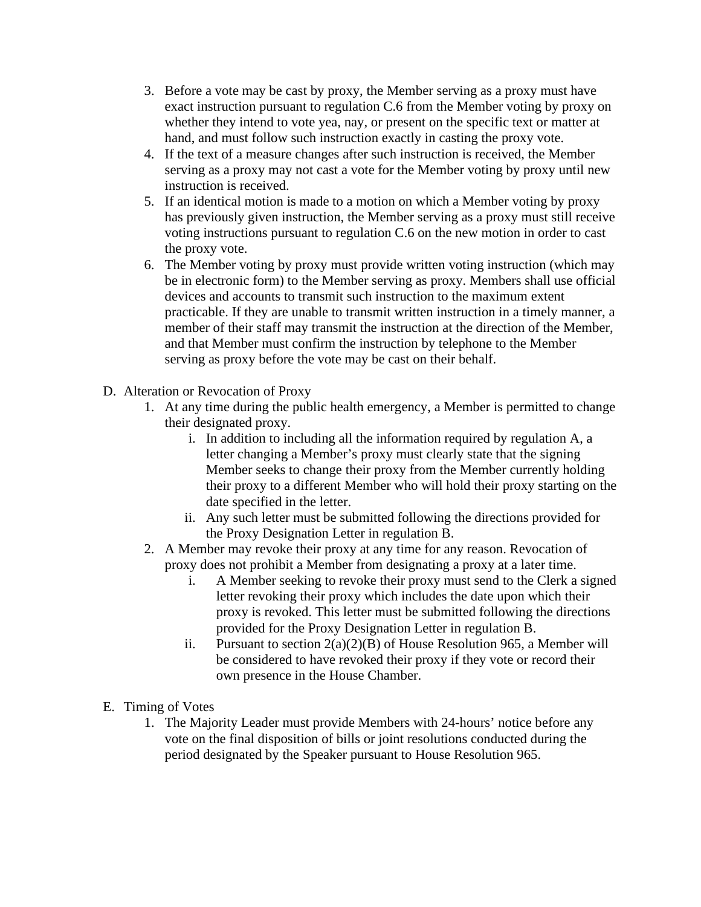3. Before a vote may be cast by proxy, the Member serving as a proxy must have exact instruction pursuant to regulation C.6 from the Member voting by proxy on whether they intend to vote yea, nay, or present on the specific text or matter at hand, and must follow such instruction exactly in casting the proxy vote.
4. If the text of a measure changes after such instruction is received, the Member serving as a proxy may not cast a vote for the Member voting by proxy until new instruction is received.
5. If an identical motion is made to a motion on which a Member voting by proxy has previously given instruction, the Member serving as a proxy must still receive voting instructions pursuant to regulation C.6 on the new motion in order to cast the proxy vote.
6. The Member voting by proxy must provide written voting instruction (which may be in electronic form) to the Member serving as proxy. Members shall use official devices and accounts to transmit such instruction to the maximum extent practicable. If they are unable to transmit written instruction in a timely manner, a member of their staff may transmit the instruction at the direction of the Member, and that Member must confirm the instruction by telephone to the Member serving as proxy before the vote may be cast on their behalf.

D. Alteration or Revocation of Proxy
   1. At any time during the public health emergency, a Member is permitted to change their designated proxy.
      i. In addition to including all the information required by regulation A, a letter changing a Member's proxy must clearly state that the signing Member seeks to change their proxy from the Member currently holding their proxy to a different Member who will hold their proxy starting on the date specified in the letter.
      ii. Any such letter must be submitted following the directions provided for the Proxy Designation Letter in regulation B.
   2. A Member may revoke their proxy at any time for any reason. Revocation of proxy does not prohibit a Member from designating a proxy at a later time.
      i. A Member seeking to revoke their proxy must send to the Clerk a signed letter revoking their proxy which includes the date upon which their proxy is revoked. This letter must be submitted following the directions provided for the Proxy Designation Letter in regulation B.
      ii. Pursuant to section 2(a)(2)(B) of House Resolution 965, a Member will be considered to have revoked their proxy if they vote or record their own presence in the House Chamber.

E. Timing of Votes
   1. The Majority Leader must provide Members with 24-hours' notice before any vote on the final disposition of bills or joint resolutions conducted during the period designated by the Speaker pursuant to House Resolution 965.